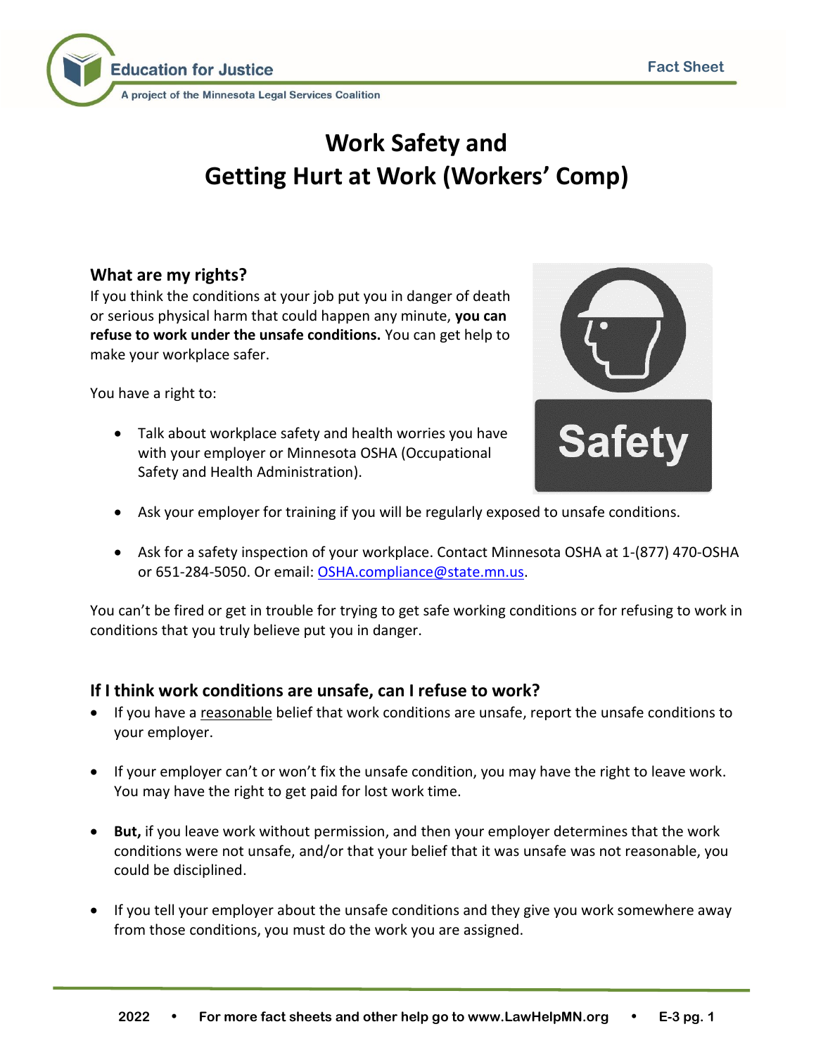# Work Safety and Getting Hurt at Work (Workers' Comp)

## What are my rights?

If you think the conditions at your job put you in danger of death or serious physical harm that could happen any minute, **you can refuse to work under the unsafe conditions.** You can get help to make your workplace safer.

You have a right to:

- Talk about workplace safety and health worries you have with your employer or Minnesota OSHA (Occupational Safety and Health Administration).
- Ask your employer for training if you will be regularly exposed to unsafe conditions.
- Ask for a safety inspection of your workplace. Contact Minnesota OSHA at 1-(877) 470-OSHA or 651-284-5050. Or email: OSHA.compliance@state.mn.us.

You can't be fired or get in trouble for trying to get safe working conditions or for refusing to work in conditions that you truly believe put you in danger.

## If I think work conditions are unsafe, can I refuse to work?

- If you have a reasonable belief that work conditions are unsafe, report the unsafe conditions to your employer.
- If your employer can't or won't fix the unsafe condition, you may have the right to leave work. You may have the right to get paid for lost work time.
- **But,** if you leave work without permission, and then your employer determines that the work conditions were not unsafe, and/or that your belief that it was unsafe was not reasonable, you could be disciplined.
- If you tell your employer about the unsafe conditions and they give you work somewhere away from those conditions, you must do the work you are assigned.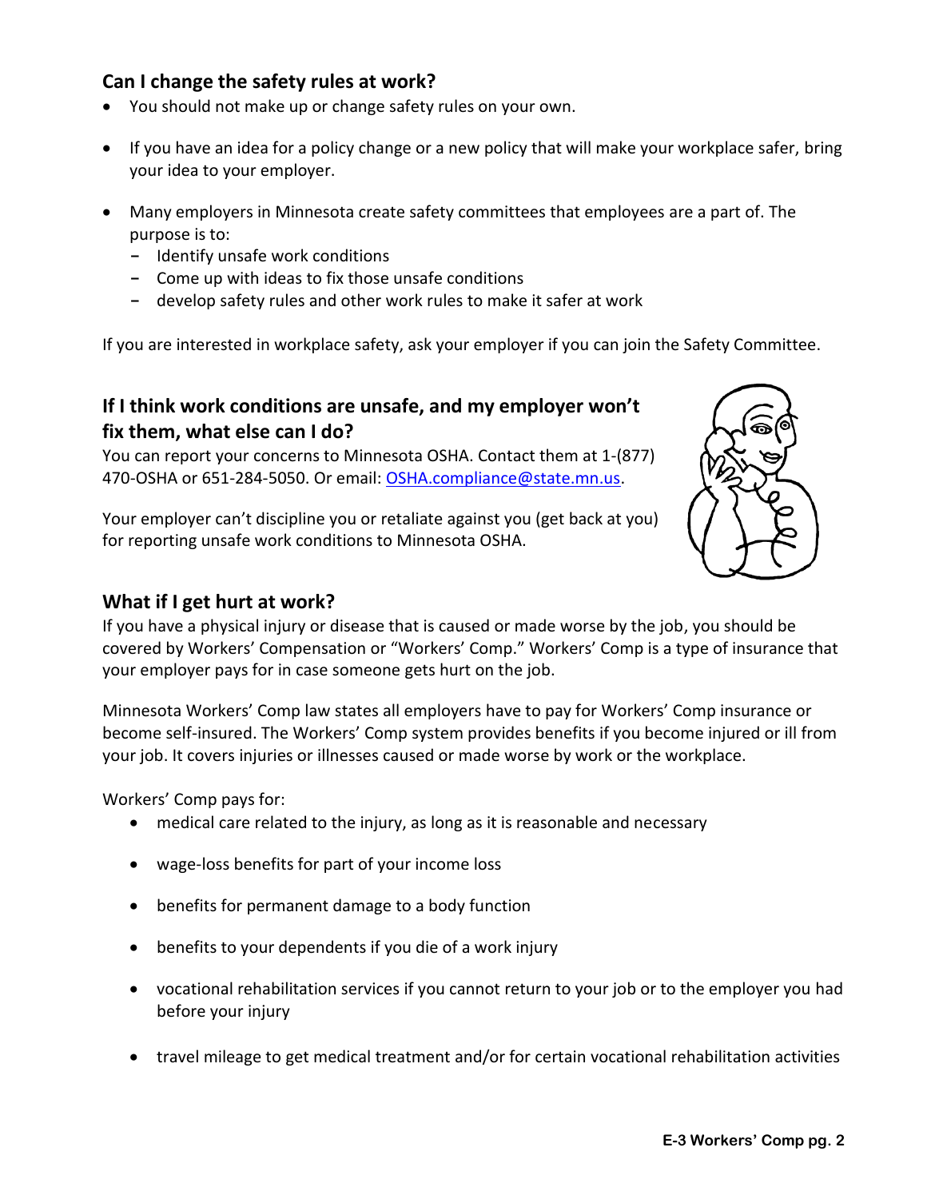## Can I change the safety rules at work?

- You should not make up or change safety rules on your own.
- If you have an idea for a policy change or a new policy that will make your workplace safer, bring your idea to your employer.
- Many employers in Minnesota create safety committees that employees are a part of. The purpose is to:
  - Identify unsafe work conditions
  - Come up with ideas to fix those unsafe conditions
  - develop safety rules and other work rules to make it safer at work

If you are interested in workplace safety, ask your employer if you can join the Safety Committee.

## If I think work conditions are unsafe, and my employer won't fix them, what else can I do?

You can report your concerns to Minnesota OSHA. Contact them at 1-(877) 470-OSHA or 651-284-5050. Or email: OSHA.compliance@state.mn.us.

Your employer can't discipline you or retaliate against you (get back at you) for reporting unsafe work conditions to Minnesota OSHA.

## What if I get hurt at work?

If you have a physical injury or disease that is caused or made worse by the job, you should be covered by Workers' Compensation or "Workers' Comp." Workers' Comp is a type of insurance that your employer pays for in case someone gets hurt on the job.

Minnesota Workers' Comp law states all employers have to pay for Workers' Comp insurance or become self-insured. The Workers' Comp system provides benefits if you become injured or ill from your job. It covers injuries or illnesses caused or made worse by work or the workplace.

Workers' Comp pays for:

- medical care related to the injury, as long as it is reasonable and necessary
- wage-loss benefits for part of your income loss
- benefits for permanent damage to a body function
- benefits to your dependents if you die of a work injury
- vocational rehabilitation services if you cannot return to your job or to the employer you had before your injury
- travel mileage to get medical treatment and/or for certain vocational rehabilitation activities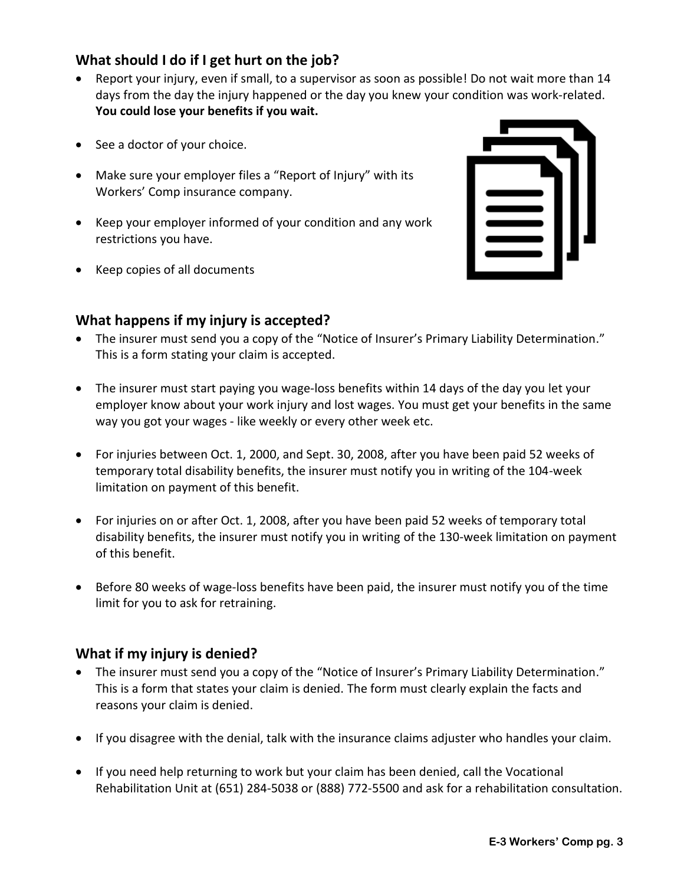## What should I do if I get hurt on the job?

- Report your injury, even if small, to a supervisor as soon as possible! Do not wait more than 14 days from the day the injury happened or the day you knew your condition was work-related. **You could lose your benefits if you wait.**
- See a doctor of your choice.
- Make sure your employer files a "Report of Injury" with its Workers' Comp insurance company.
- Keep your employer informed of your condition and any work restrictions you have.
- Keep copies of all documents

## What happens if my injury is accepted?

- The insurer must send you a copy of the "Notice of Insurer's Primary Liability Determination." This is a form stating your claim is accepted.
- The insurer must start paying you wage-loss benefits within 14 days of the day you let your employer know about your work injury and lost wages. You must get your benefits in the same way you got your wages - like weekly or every other week etc.
- For injuries between Oct. 1, 2000, and Sept. 30, 2008, after you have been paid 52 weeks of temporary total disability benefits, the insurer must notify you in writing of the 104-week limitation on payment of this benefit.
- For injuries on or after Oct. 1, 2008, after you have been paid 52 weeks of temporary total disability benefits, the insurer must notify you in writing of the 130-week limitation on payment of this benefit.
- Before 80 weeks of wage-loss benefits have been paid, the insurer must notify you of the time limit for you to ask for retraining.

## What if my injury is denied?

- The insurer must send you a copy of the "Notice of Insurer's Primary Liability Determination." This is a form that states your claim is denied. The form must clearly explain the facts and reasons your claim is denied.
- If you disagree with the denial, talk with the insurance claims adjuster who handles your claim.
- If you need help returning to work but your claim has been denied, call the Vocational Rehabilitation Unit at (651) 284-5038 or (888) 772-5500 and ask for a rehabilitation consultation.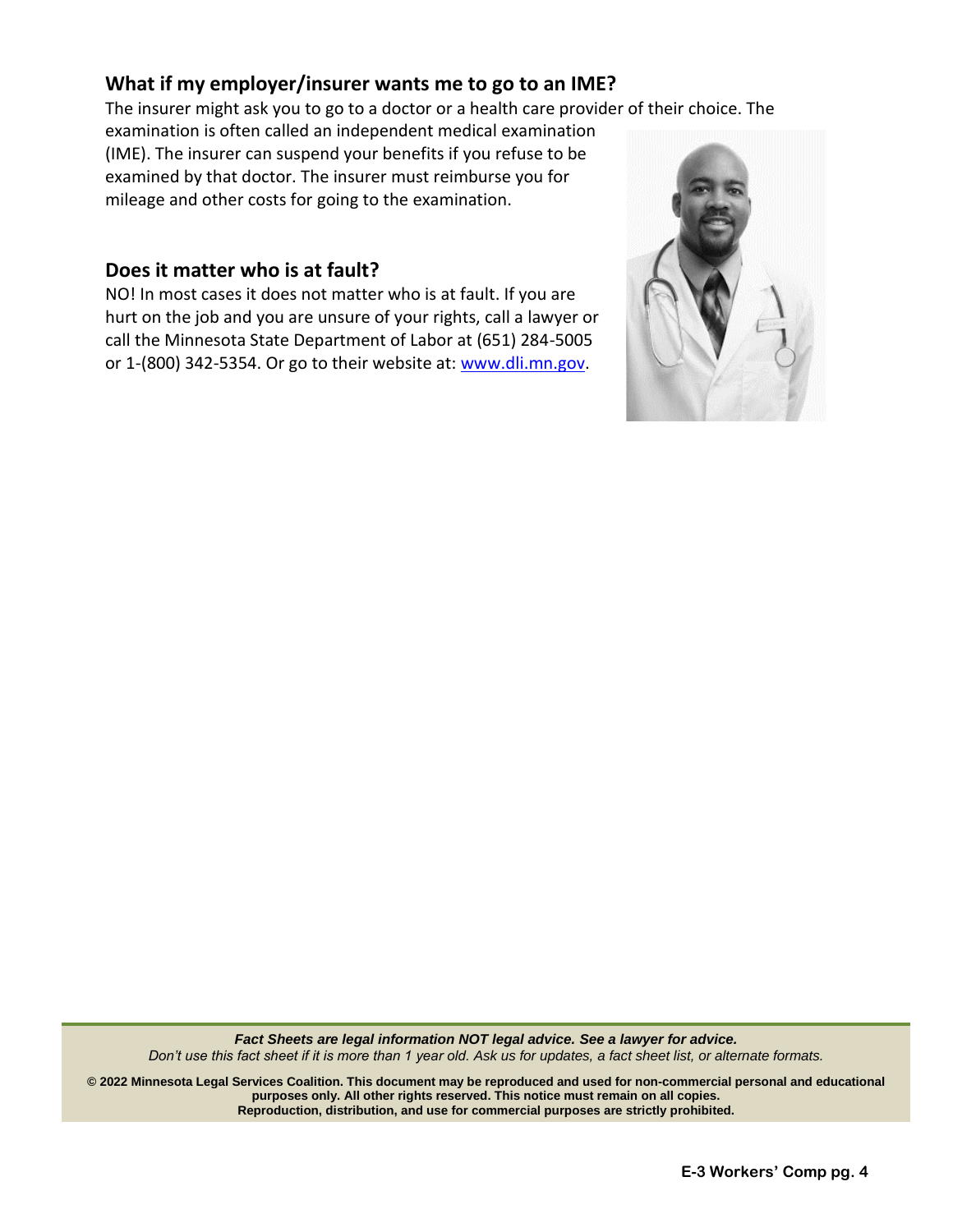## What if my employer/insurer wants me to go to an IME?

The insurer might ask you to go to a doctor or a health care provider of their choice. The examination is often called an independent medical examination (IME). The insurer can suspend your benefits if you refuse to be examined by that doctor. The insurer must reimburse you for mileage and other costs for going to the examination.

## Does it matter who is at fault?

NO! In most cases it does not matter who is at fault. If you are hurt on the job and you are unsure of your rights, call a lawyer or call the Minnesota State Department of Labor at (651) 284-5005 or 1-(800) 342-5354. Or go to their website at: [www.dli.mn.gov](http://www.dli.mn.gov).

***Fact Sheets are legal information NOT legal advice. See a lawyer for advice.***
*Don't use this fact sheet if it is more than 1 year old. Ask us for updates, a fact sheet list, or alternate formats.*

**© 2022 Minnesota Legal Services Coalition. This document may be reproduced and used for non-commercial personal and educational purposes only. All other rights reserved. This notice must remain on all copies. Reproduction, distribution, and use for commercial purposes are strictly prohibited.**